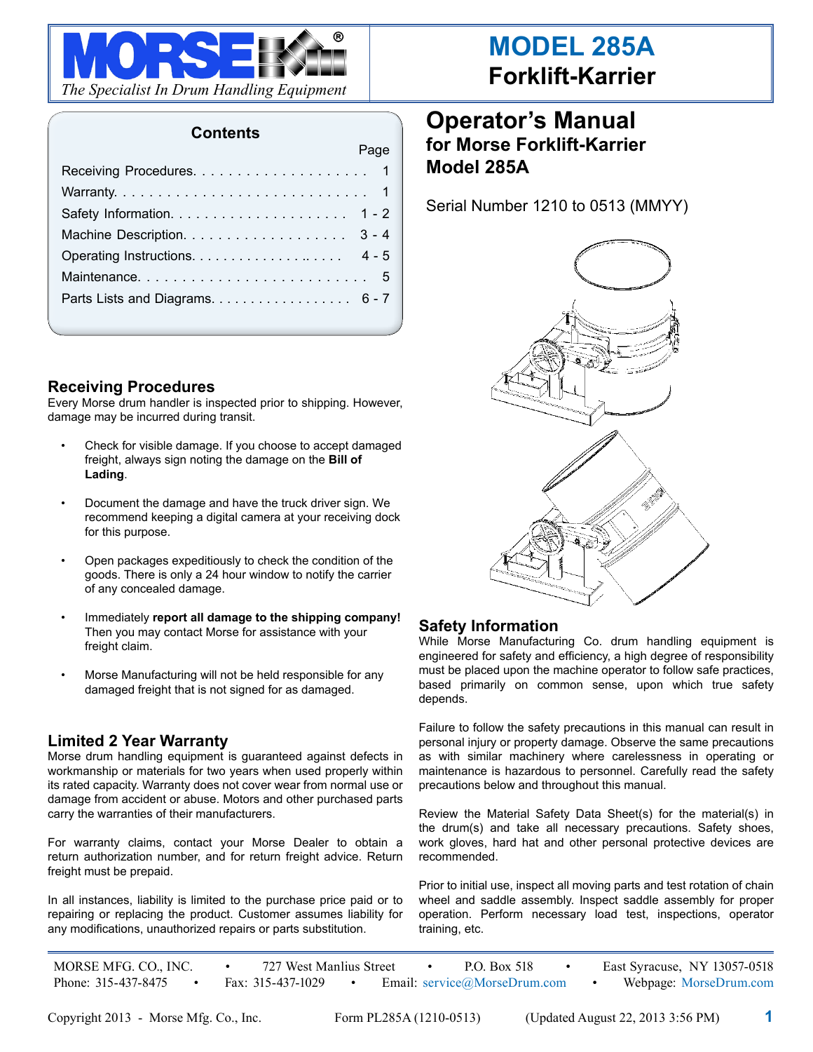MORSE®

*The Specialist In Drum Handling Equipment*

# MODEL 285A
# Forklift-Karrier

## Contents

| | Page |
|---|---|
| Receiving Procedures | 1 |
| Warranty | 1 |
| Safety Information | 1 - 2 |
| Machine Description | 3 - 4 |
| Operating Instructions | 4 - 5 |
| Maintenance | 5 |
| Parts Lists and Diagrams | 6 - 7 |

# Operator's Manual
## for Morse Forklift-Karrier
## Model 285A

Serial Number 1210 to 0513 (MMYY)

## Receiving Procedures

Every Morse drum handler is inspected prior to shipping. However, damage may be incurred during transit.

- Check for visible damage. If you choose to accept damaged freight, always sign noting the damage on the **Bill of Lading**.
- Document the damage and have the truck driver sign. We recommend keeping a digital camera at your receiving dock for this purpose.
- Open packages expeditiously to check the condition of the goods. There is only a 24 hour window to notify the carrier of any concealed damage.
- Immediately **report all damage to the shipping company!** Then you may contact Morse for assistance with your freight claim.
- Morse Manufacturing will not be held responsible for any damaged freight that is not signed for as damaged.

## Limited 2 Year Warranty

Morse drum handling equipment is guaranteed against defects in workmanship or materials for two years when used properly within its rated capacity. Warranty does not cover wear from normal use or damage from accident or abuse. Motors and other purchased parts carry the warranties of their manufacturers.

For warranty claims, contact your Morse Dealer to obtain a return authorization number, and for return freight advice. Return freight must be prepaid.

In all instances, liability is limited to the purchase price paid or to repairing or replacing the product. Customer assumes liability for any modifications, unauthorized repairs or parts substitution.

## Safety Information

While Morse Manufacturing Co. drum handling equipment is engineered for safety and efficiency, a high degree of responsibility must be placed upon the machine operator to follow safe practices, based primarily on common sense, upon which true safety depends.

Failure to follow the safety precautions in this manual can result in personal injury or property damage. Observe the same precautions as with similar machinery where carelessness in operating or maintenance is hazardous to personnel. Carefully read the safety precautions below and throughout this manual.

Review the Material Safety Data Sheet(s) for the material(s) in the drum(s) and take all necessary precautions. Safety shoes, work gloves, hard hat and other personal protective devices are recommended.

Prior to initial use, inspect all moving parts and test rotation of chain wheel and saddle assembly. Inspect saddle assembly for proper operation. Perform necessary load test, inspections, operator training, etc.

MORSE MFG. CO., INC. • 727 West Manlius Street • P.O. Box 518 • East Syracuse, NY 13057-0518
Phone: 315-437-8475 • Fax: 315-437-1029 • Email: service@MorseDrum.com • Webpage: MorseDrum.com

Copyright 2013 - Morse Mfg. Co., Inc. Form PL285A (1210-0513) (Updated August 22, 2013 3:56 PM)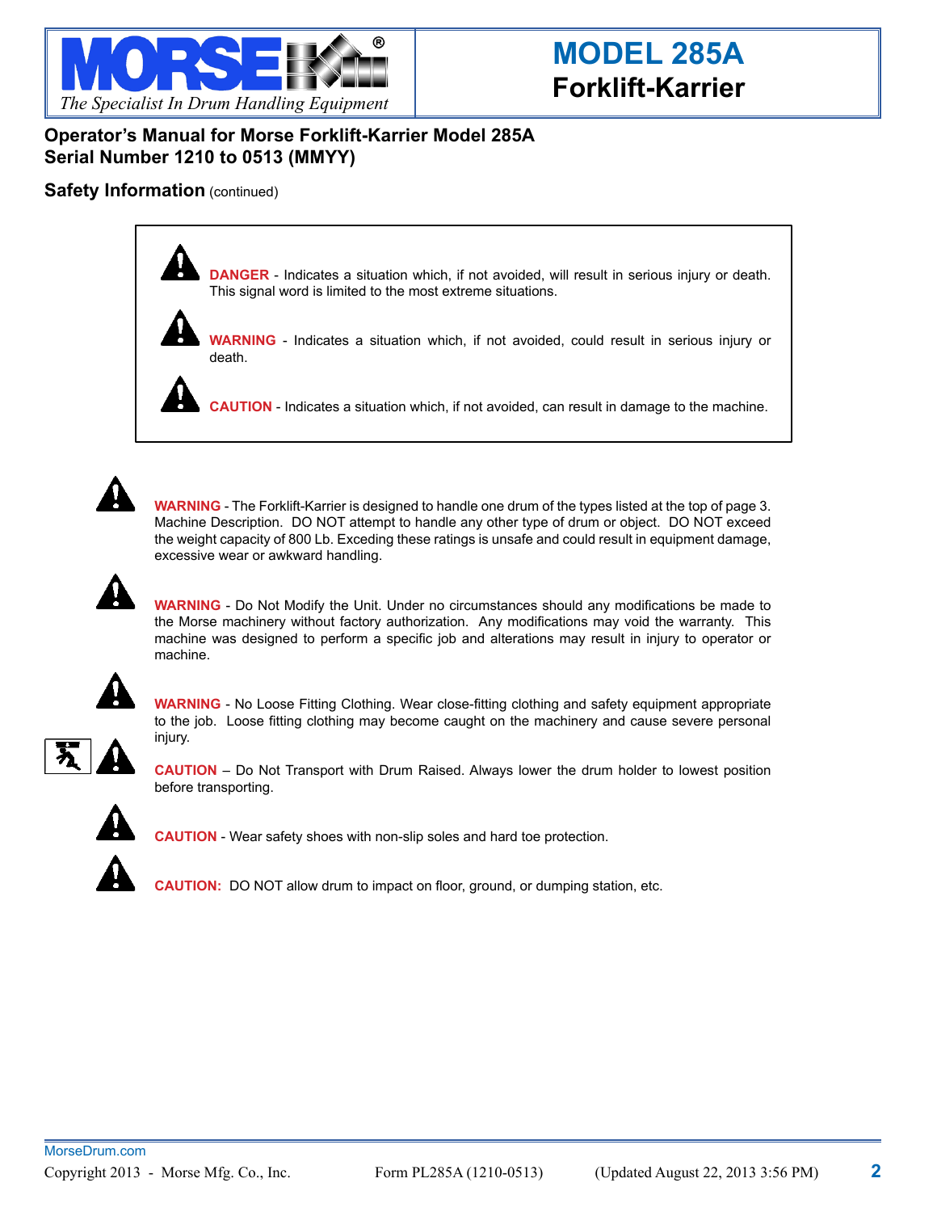# MODEL 285A
## Forklift-Karrier

**Operator's Manual for Morse Forklift-Karrier Model 285A**
**Serial Number 1210 to 0513 (MMYY)**

## Safety Information (continued)

**DANGER** - Indicates a situation which, if not avoided, will result in serious injury or death. This signal word is limited to the most extreme situations.

**WARNING** - Indicates a situation which, if not avoided, could result in serious injury or death.

**CAUTION** - Indicates a situation which, if not avoided, can result in damage to the machine.

**WARNING** - The Forklift-Karrier is designed to handle one drum of the types listed at the top of page 3. Machine Description. DO NOT attempt to handle any other type of drum or object. DO NOT exceed the weight capacity of 800 Lb. Exceding these ratings is unsafe and could result in equipment damage, excessive wear or awkward handling.

**WARNING** - Do Not Modify the Unit. Under no circumstances should any modifications be made to the Morse machinery without factory authorization. Any modifications may void the warranty. This machine was designed to perform a specific job and alterations may result in injury to operator or machine.

**WARNING** - No Loose Fitting Clothing. Wear close-fitting clothing and safety equipment appropriate to the job. Loose fitting clothing may become caught on the machinery and cause severe personal injury.

**CAUTION** – Do Not Transport with Drum Raised. Always lower the drum holder to lowest position before transporting.

**CAUTION** - Wear safety shoes with non-slip soles and hard toe protection.

**CAUTION:** DO NOT allow drum to impact on floor, ground, or dumping station, etc.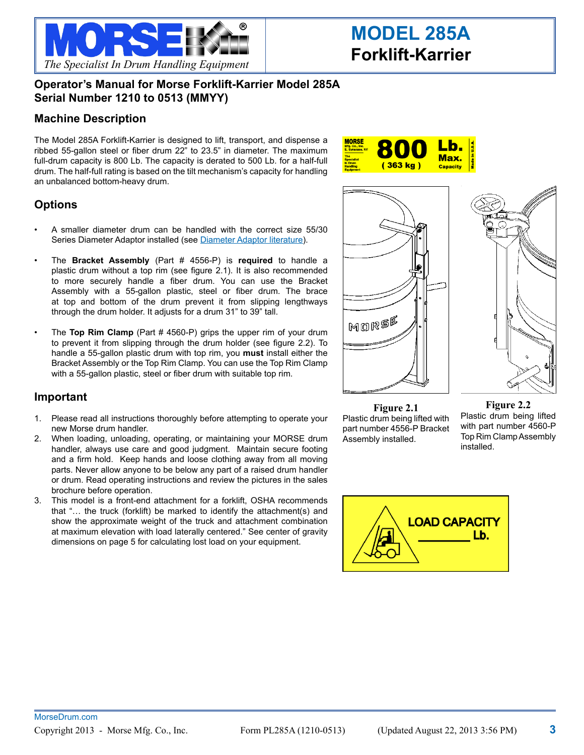# MODEL 285A
## Forklift-Karrier

## Operator's Manual for Morse Forklift-Karrier Model 285A Serial Number 1210 to 0513 (MMYY)

## Machine Description

The Model 285A Forklift-Karrier is designed to lift, transport, and dispense a ribbed 55-gallon steel or fiber drum 22" to 23.5" in diameter. The maximum full-drum capacity is 800 Lb. The capacity is derated to 500 Lb. for a half-full drum. The half-full rating is based on the tilt mechanism's capacity for handling an unbalanced bottom-heavy drum.

## Options

- A smaller diameter drum can be handled with the correct size 55/30 Series Diameter Adaptor installed (see Diameter Adaptor literature).
- The **Bracket Assembly** (Part # 4556-P) is **required** to handle a plastic drum without a top rim (see figure 2.1). It is also recommended to more securely handle a fiber drum. You can use the Bracket Assembly with a 55-gallon plastic, steel or fiber drum. The brace at top and bottom of the drum prevent it from slipping lengthways through the drum holder. It adjusts for a drum 31" to 39" tall.
- The **Top Rim Clamp** (Part # 4560-P) grips the upper rim of your drum to prevent it from slipping through the drum holder (see figure 2.2). To handle a 55-gallon plastic drum with top rim, you **must** install either the Bracket Assembly or the Top Rim Clamp. You can use the Top Rim Clamp with a 55-gallon plastic, steel or fiber drum with suitable top rim.

## Important

1. Please read all instructions thoroughly before attempting to operate your new Morse drum handler.
2. When loading, unloading, operating, or maintaining your MORSE drum handler, always use care and good judgment. Maintain secure footing and a firm hold. Keep hands and loose clothing away from all moving parts. Never allow anyone to be below any part of a raised drum handler or drum. Read operating instructions and review the pictures in the sales brochure before operation.
3. This model is a front-end attachment for a forklift, OSHA recommends that "… the truck (forklift) be marked to identify the attachment(s) and show the approximate weight of the truck and attachment combination at maximum elevation with load laterally centered." See center of gravity dimensions on page 5 for calculating lost load on your equipment.

MORSE Mfg. Co., Inc. E. Syracuse, NY — The Specialist In Drum Handling Equipment — 800 Lb. Max. Capacity (363 kg) — Made in U.S.A.

**Figure 2.1**
Plastic drum being lifted with part number 4556-P Bracket Assembly installed.

**Figure 2.2**
Plastic drum being lifted with part number 4560-P Top Rim Clamp Assembly installed.

LOAD CAPACITY ________ Lb.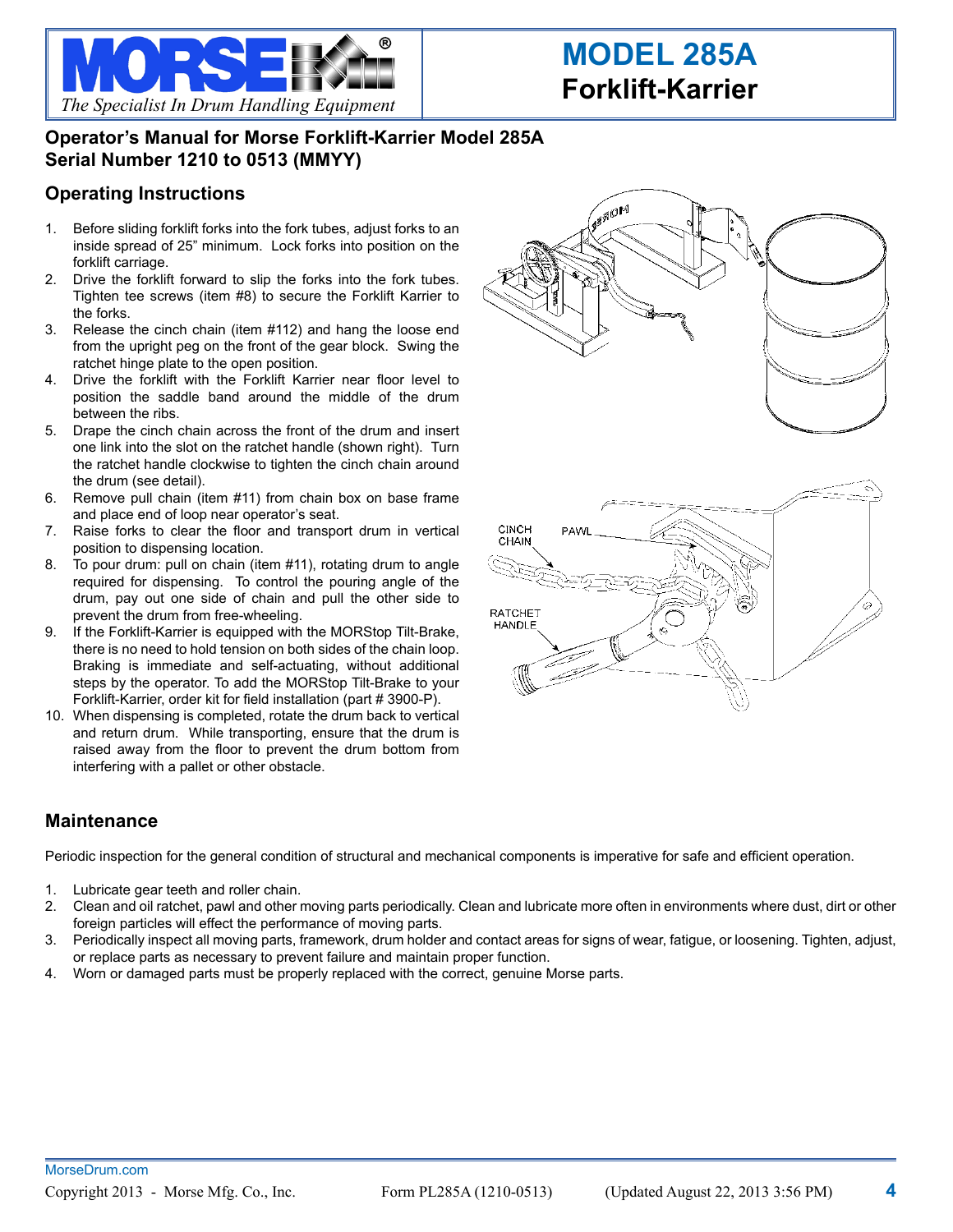# MODEL 285A
## Forklift-Karrier

**Operator's Manual for Morse Forklift-Karrier Model 285A**
**Serial Number 1210 to 0513 (MMYY)**

## Operating Instructions

1. Before sliding forklift forks into the fork tubes, adjust forks to an inside spread of 25" minimum. Lock forks into position on the forklift carriage.
2. Drive the forklift forward to slip the forks into the fork tubes. Tighten tee screws (item #8) to secure the Forklift Karrier to the forks.
3. Release the cinch chain (item #112) and hang the loose end from the upright peg on the front of the gear block. Swing the ratchet hinge plate to the open position.
4. Drive the forklift with the Forklift Karrier near floor level to position the saddle band around the middle of the drum between the ribs.
5. Drape the cinch chain across the front of the drum and insert one link into the slot on the ratchet handle (shown right). Turn the ratchet handle clockwise to tighten the cinch chain around the drum (see detail).
6. Remove pull chain (item #11) from chain box on base frame and place end of loop near operator's seat.
7. Raise forks to clear the floor and transport drum in vertical position to dispensing location.
8. To pour drum: pull on chain (item #11), rotating drum to angle required for dispensing. To control the pouring angle of the drum, pay out one side of chain and pull the other side to prevent the drum from free-wheeling.
9. If the Forklift-Karrier is equipped with the MORStop Tilt-Brake, there is no need to hold tension on both sides of the chain loop. Braking is immediate and self-actuating, without additional steps by the operator. To add the MORStop Tilt-Brake to your Forklift-Karrier, order kit for field installation (part # 3900-P).
10. When dispensing is completed, rotate the drum back to vertical and return drum. While transporting, ensure that the drum is raised away from the floor to prevent the drum bottom from interfering with a pallet or other obstacle.

CINCH CHAIN
PAWL
RATCHET HANDLE

## Maintenance

Periodic inspection for the general condition of structural and mechanical components is imperative for safe and efficient operation.

1. Lubricate gear teeth and roller chain.
2. Clean and oil ratchet, pawl and other moving parts periodically. Clean and lubricate more often in environments where dust, dirt or other foreign particles will effect the performance of moving parts.
3. Periodically inspect all moving parts, framework, drum holder and contact areas for signs of wear, fatigue, or loosening. Tighten, adjust, or replace parts as necessary to prevent failure and maintain proper function.
4. Worn or damaged parts must be properly replaced with the correct, genuine Morse parts.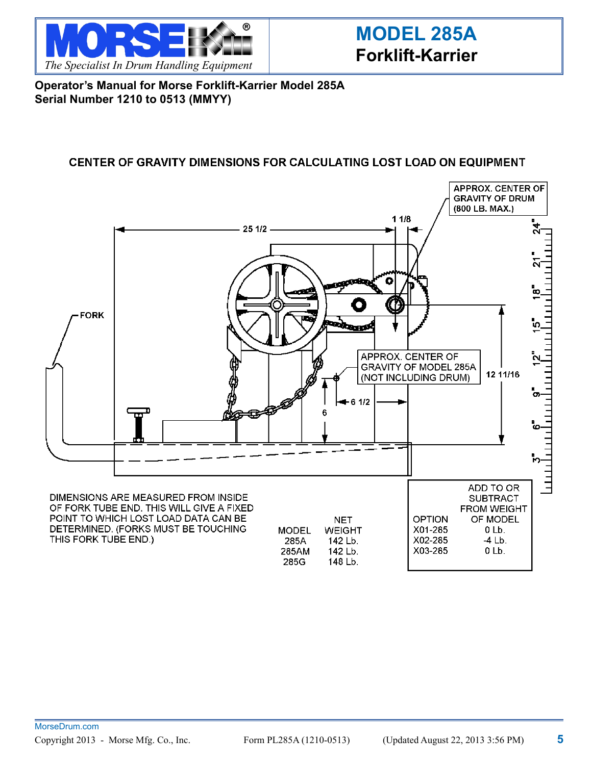# MODEL 285A
## Forklift-Karrier

*The Specialist In Drum Handling Equipment*

**Operator's Manual for Morse Forklift-Karrier Model 285A**
**Serial Number 1210 to 0513 (MMYY)**

### CENTER OF GRAVITY DIMENSIONS FOR CALCULATING LOST LOAD ON EQUIPMENT

APPROX. CENTER OF GRAVITY OF DRUM (800 LB. MAX.)

25 1/2

1 1/8

FORK

APPROX. CENTER OF GRAVITY OF MODEL 285A (NOT INCLUDING DRUM)

12 11/16

6 1/2

6

3" 6" 9" 12" 15" 18" 21" 24"

DIMENSIONS ARE MEASURED FROM INSIDE OF FORK TUBE END. THIS WILL GIVE A FIXED POINT TO WHICH LOST LOAD DATA CAN BE DETERMINED. (FORKS MUST BE TOUCHING THIS FORK TUBE END.)

| MODEL | NET WEIGHT |
|---|---|
| 285A | 142 Lb. |
| 285AM | 142 Lb. |
| 285G | 148 Lb. |

| OPTION | ADD TO OR SUBTRACT FROM WEIGHT OF MODEL |
|---|---|
| X01-285 | 0 Lb. |
| X02-285 | -4 Lb. |
| X03-285 | 0 Lb. |

MorseDrum.com

Copyright 2013 - Morse Mfg. Co., Inc. Form PL285A (1210-0513) (Updated August 22, 2013 3:56 PM)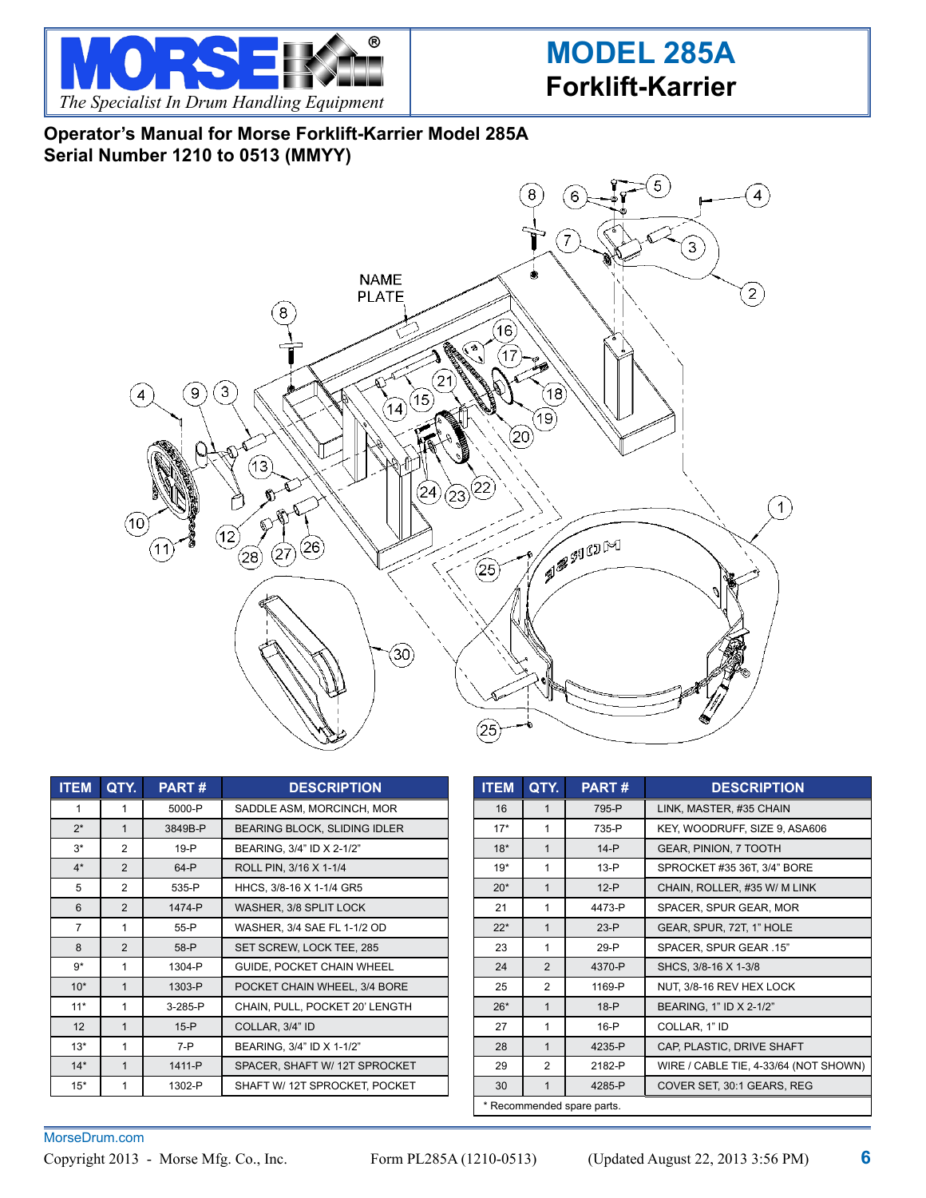# MODEL 285A
## Forklift-Karrier

MORSE — *The Specialist In Drum Handling Equipment*

**Operator's Manual for Morse Forklift-Karrier Model 285A**
**Serial Number 1210 to 0513 (MMYY)**

NAME PLATE

| ITEM | QTY. | PART # | DESCRIPTION |
|---|---|---|---|
| 1 | 1 | 5000-P | SADDLE ASM, MORCINCH, MOR |
| 2* | 1 | 3849B-P | BEARING BLOCK, SLIDING IDLER |
| 3* | 2 | 19-P | BEARING, 3/4" ID X 2-1/2" |
| 4* | 2 | 64-P | ROLL PIN, 3/16 X 1-1/4 |
| 5 | 2 | 535-P | HHCS, 3/8-16 X 1-1/4 GR5 |
| 6 | 2 | 1474-P | WASHER, 3/8 SPLIT LOCK |
| 7 | 1 | 55-P | WASHER, 3/4 SAE FL 1-1/2 OD |
| 8 | 2 | 58-P | SET SCREW, LOCK TEE, 285 |
| 9* | 1 | 1304-P | GUIDE, POCKET CHAIN WHEEL |
| 10* | 1 | 1303-P | POCKET CHAIN WHEEL, 3/4 BORE |
| 11* | 1 | 3-285-P | CHAIN, PULL, POCKET 20' LENGTH |
| 12 | 1 | 15-P | COLLAR, 3/4" ID |
| 13* | 1 | 7-P | BEARING, 3/4" ID X 1-1/2" |
| 14* | 1 | 1411-P | SPACER, SHAFT W/ 12T SPROCKET |
| 15* | 1 | 1302-P | SHAFT W/ 12T SPROCKET, POCKET |

| ITEM | QTY. | PART # | DESCRIPTION |
|---|---|---|---|
| 16 | 1 | 795-P | LINK, MASTER, #35 CHAIN |
| 17* | 1 | 735-P | KEY, WOODRUFF, SIZE 9, ASA606 |
| 18* | 1 | 14-P | GEAR, PINION, 7 TOOTH |
| 19* | 1 | 13-P | SPROCKET #35 36T, 3/4" BORE |
| 20* | 1 | 12-P | CHAIN, ROLLER, #35 W/ M LINK |
| 21 | 1 | 4473-P | SPACER, SPUR GEAR, MOR |
| 22* | 1 | 23-P | GEAR, SPUR, 72T, 1" HOLE |
| 23 | 1 | 29-P | SPACER, SPUR GEAR .15" |
| 24 | 2 | 4370-P | SHCS, 3/8-16 X 1-3/8 |
| 25 | 2 | 1169-P | NUT, 3/8-16 REV HEX LOCK |
| 26* | 1 | 18-P | BEARING, 1" ID X 2-1/2" |
| 27 | 1 | 16-P | COLLAR, 1" ID |
| 28 | 1 | 4235-P | CAP, PLASTIC, DRIVE SHAFT |
| 29 | 2 | 2182-P | WIRE / CABLE TIE, 4-33/64 (NOT SHOWN) |
| 30 | 1 | 4285-P | COVER SET, 30:1 GEARS, REG |

* Recommended spare parts.

MorseDrum.com

Copyright 2013 - Morse Mfg. Co., Inc. Form PL285A (1210-0513) (Updated August 22, 2013 3:56 PM)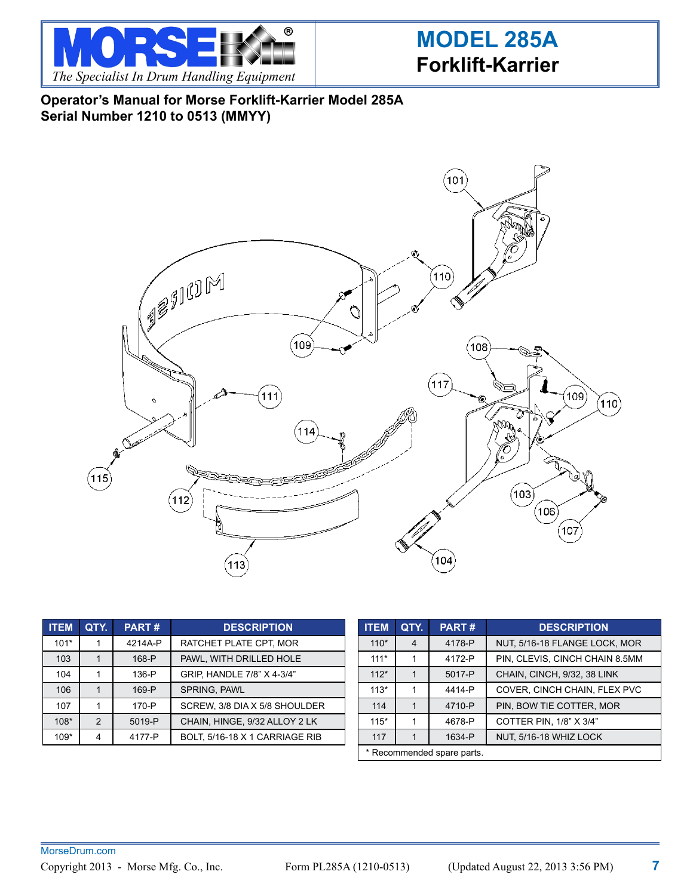# MODEL 285A
## Forklift-Karrier

The Specialist In Drum Handling Equipment

**Operator's Manual for Morse Forklift-Karrier Model 285A**
**Serial Number 1210 to 0513 (MMYY)**

101
110
109
108
117
109
110
111
114
115
112
113
103
106
107
104

| ITEM | QTY. | PART # | DESCRIPTION |
|---|---|---|---|
| 101* | 1 | 4214A-P | RATCHET PLATE CPT, MOR |
| 103 | 1 | 168-P | PAWL, WITH DRILLED HOLE |
| 104 | 1 | 136-P | GRIP, HANDLE 7/8" X 4-3/4" |
| 106 | 1 | 169-P | SPRING, PAWL |
| 107 | 1 | 170-P | SCREW, 3/8 DIA X 5/8 SHOULDER |
| 108* | 2 | 5019-P | CHAIN, HINGE, 9/32 ALLOY 2 LK |
| 109* | 4 | 4177-P | BOLT, 5/16-18 X 1 CARRIAGE RIB |
| 110* | 4 | 4178-P | NUT, 5/16-18 FLANGE LOCK, MOR |
| 111* | 1 | 4172-P | PIN, CLEVIS, CINCH CHAIN 8.5MM |
| 112* | 1 | 5017-P | CHAIN, CINCH, 9/32, 38 LINK |
| 113* | 1 | 4414-P | COVER, CINCH CHAIN, FLEX PVC |
| 114 | 1 | 4710-P | PIN, BOW TIE COTTER, MOR |
| 115* | 1 | 4678-P | COTTER PIN, 1/8" X 3/4" |
| 117 | 1 | 1634-P | NUT, 5/16-18 WHIZ LOCK |

\* Recommended spare parts.

MorseDrum.com

Copyright 2013 - Morse Mfg. Co., Inc. Form PL285A (1210-0513) (Updated August 22, 2013 3:56 PM)